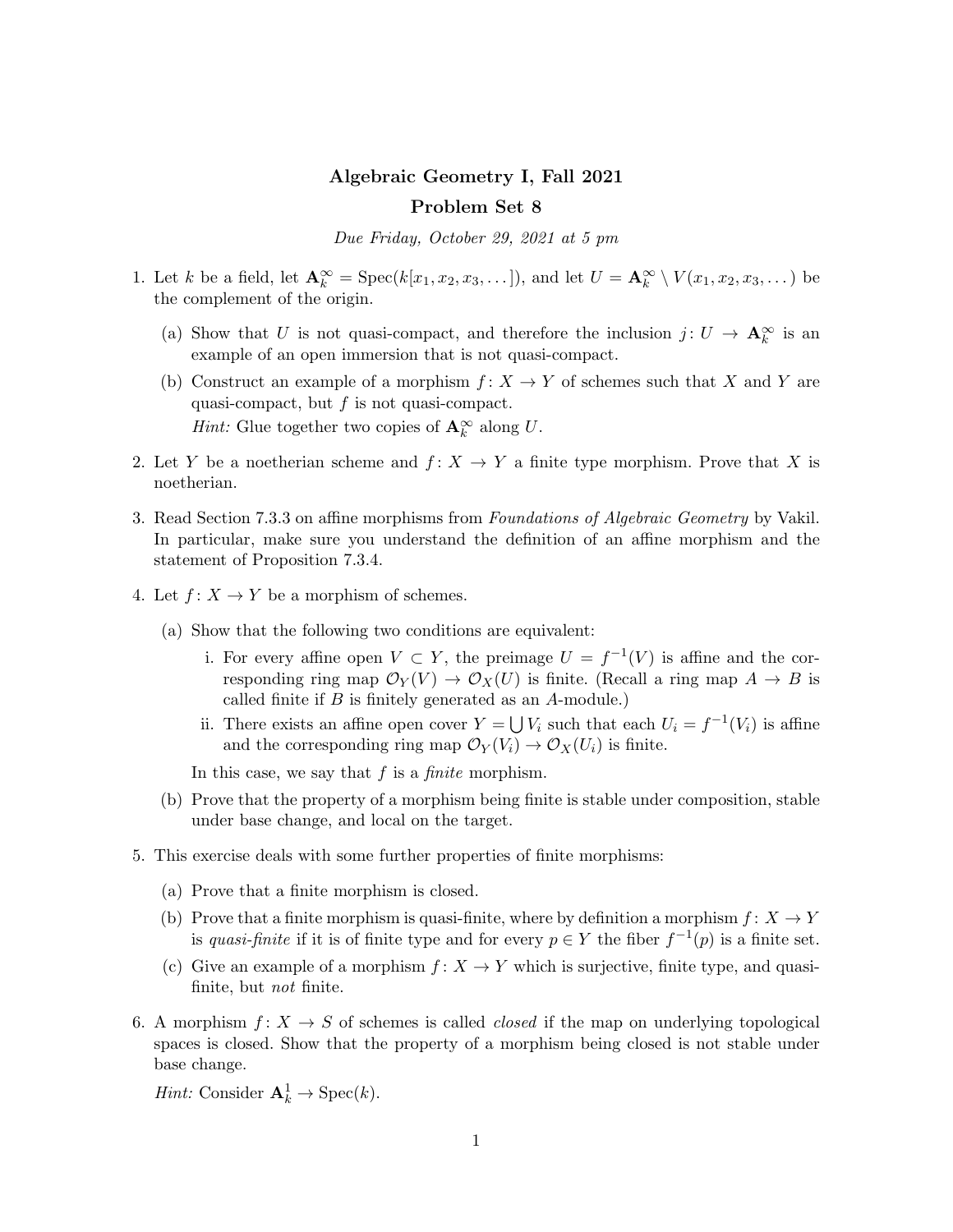# Algebraic Geometry I, Fall 2021

## Problem Set 8

*Due Friday, October 29, 2021 at 5 pm*

1. Let $k$ be a field, let $\mathbf{A}_k^\infty = \operatorname{Spec}(k[x_1, x_2, x_3, \dots])$, and let $U = \mathbf{A}_k^\infty \setminus V(x_1, x_2, x_3, \dots)$ be the complement of the origin.

   (a) Show that $U$ is not quasi-compact, and therefore the inclusion $j\colon U \to \mathbf{A}_k^\infty$ is an example of an open immersion that is not quasi-compact.

   (b) Construct an example of a morphism $f\colon X \to Y$ of schemes such that $X$ and $Y$ are quasi-compact, but $f$ is not quasi-compact.

   *Hint:* Glue together two copies of $\mathbf{A}_k^\infty$ along $U$.

2. Let $Y$ be a noetherian scheme and $f\colon X \to Y$ a finite type morphism. Prove that $X$ is noetherian.

3. Read Section 7.3.3 on affine morphisms from *Foundations of Algebraic Geometry* by Vakil. In particular, make sure you understand the definition of an affine morphism and the statement of Proposition 7.3.4.

4. Let $f\colon X \to Y$ be a morphism of schemes.

   (a) Show that the following two conditions are equivalent:

      i. For every affine open $V \subset Y$, the preimage $U = f^{-1}(V)$ is affine and the corresponding ring map $\mathcal{O}_Y(V) \to \mathcal{O}_X(U)$ is finite. (Recall a ring map $A \to B$ is called finite if $B$ is finitely generated as an $A$-module.)

      ii. There exists an affine open cover $Y = \bigcup V_i$ such that each $U_i = f^{-1}(V_i)$ is affine and the corresponding ring map $\mathcal{O}_Y(V_i) \to \mathcal{O}_X(U_i)$ is finite.

   In this case, we say that $f$ is a *finite* morphism.

   (b) Prove that the property of a morphism being finite is stable under composition, stable under base change, and local on the target.

5. This exercise deals with some further properties of finite morphisms:

   (a) Prove that a finite morphism is closed.

   (b) Prove that a finite morphism is quasi-finite, where by definition a morphism $f\colon X \to Y$ is *quasi-finite* if it is of finite type and for every $p \in Y$ the fiber $f^{-1}(p)$ is a finite set.

   (c) Give an example of a morphism $f\colon X \to Y$ which is surjective, finite type, and quasi-finite, but *not* finite.

6. A morphism $f\colon X \to S$ of schemes is called *closed* if the map on underlying topological spaces is closed. Show that the property of a morphism being closed is not stable under base change.

   *Hint:* Consider $\mathbf{A}_k^1 \to \operatorname{Spec}(k)$.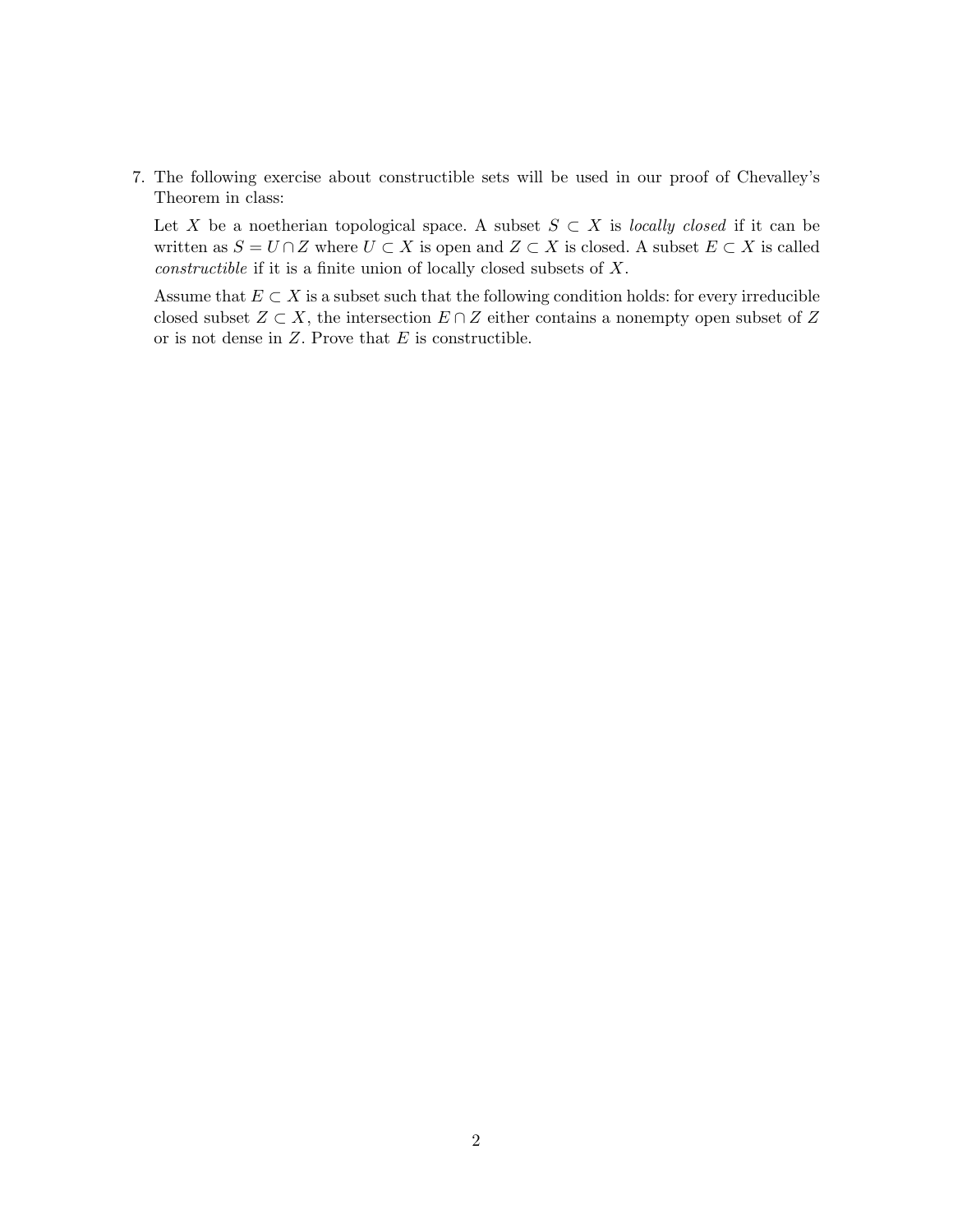7. The following exercise about constructible sets will be used in our proof of Chevalley's Theorem in class:

   Let $X$ be a noetherian topological space. A subset $S \subset X$ is *locally closed* if it can be written as $S = U \cap Z$ where $U \subset X$ is open and $Z \subset X$ is closed. A subset $E \subset X$ is called *constructible* if it is a finite union of locally closed subsets of $X$.

   Assume that $E \subset X$ is a subset such that the following condition holds: for every irreducible closed subset $Z \subset X$, the intersection $E \cap Z$ either contains a nonempty open subset of $Z$ or is not dense in $Z$. Prove that $E$ is constructible.